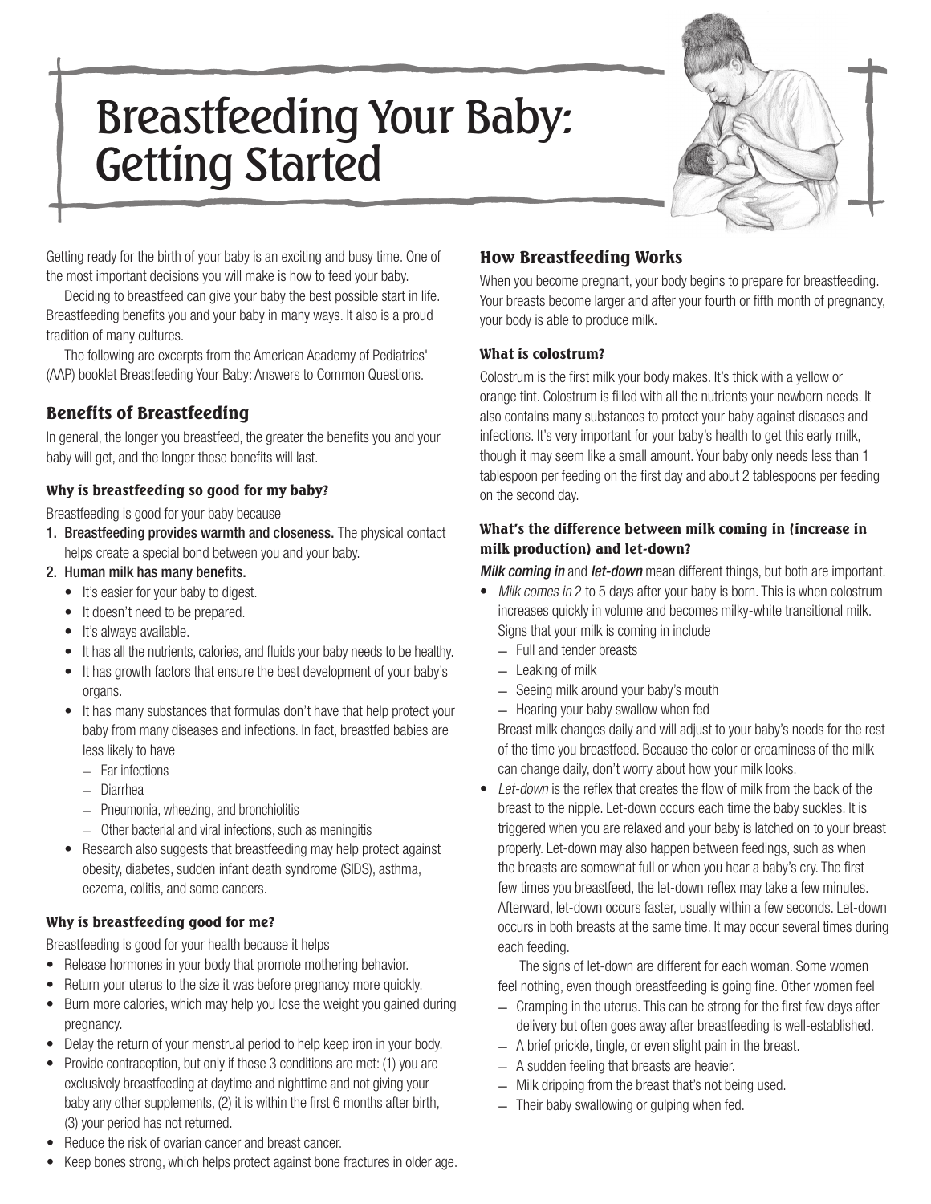# Breastfeeding Your Baby: Getting Started

Getting ready for the birth of your baby is an exciting and busy time. One of the most important decisions you will make is how to feed your baby.

Deciding to breastfeed can give your baby the best possible start in life. Breastfeeding benefits you and your baby in many ways. It also is a proud tradition of many cultures.

The following are excerpts from the American Academy of Pediatrics' (AAP) booklet Breastfeeding Your Baby: Answers to Common Questions.

## Benefits of Breastfeeding

In general, the longer you breastfeed, the greater the benefits you and your baby will get, and the longer these benefits will last.

### Why is breastfeeding so good for my baby?

Breastfeeding is good for your baby because

1. **Breastfeeding provides warmth and closeness.** The physical contact helps create a special bond between you and your baby.
2. **Human milk has many benefits.**
   - It's easier for your baby to digest.
   - It doesn't need to be prepared.
   - It's always available.
   - It has all the nutrients, calories, and fluids your baby needs to be healthy.
   - It has growth factors that ensure the best development of your baby's organs.
   - It has many substances that formulas don't have that help protect your baby from many diseases and infections. In fact, breastfed babies are less likely to have
     - Ear infections
     - Diarrhea
     - Pneumonia, wheezing, and bronchiolitis
     - Other bacterial and viral infections, such as meningitis
   - Research also suggests that breastfeeding may help protect against obesity, diabetes, sudden infant death syndrome (SIDS), asthma, eczema, colitis, and some cancers.

### Why is breastfeeding good for me?

Breastfeeding is good for your health because it helps

- Release hormones in your body that promote mothering behavior.
- Return your uterus to the size it was before pregnancy more quickly.
- Burn more calories, which may help you lose the weight you gained during pregnancy.
- Delay the return of your menstrual period to help keep iron in your body.
- Provide contraception, but only if these 3 conditions are met: (1) you are exclusively breastfeeding at daytime and nighttime and not giving your baby any other supplements, (2) it is within the first 6 months after birth, (3) your period has not returned.
- Reduce the risk of ovarian cancer and breast cancer.
- Keep bones strong, which helps protect against bone fractures in older age.

## How Breastfeeding Works

When you become pregnant, your body begins to prepare for breastfeeding. Your breasts become larger and after your fourth or fifth month of pregnancy, your body is able to produce milk.

### What is colostrum?

Colostrum is the first milk your body makes. It's thick with a yellow or orange tint. Colostrum is filled with all the nutrients your newborn needs. It also contains many substances to protect your baby against diseases and infections. It's very important for your baby's health to get this early milk, though it may seem like a small amount. Your baby only needs less than 1 tablespoon per feeding on the first day and about 2 tablespoons per feeding on the second day.

### What's the difference between milk coming in (increase in milk production) and let-down?

***Milk coming in*** and ***let-down*** mean different things, but both are important.

- *Milk comes in* 2 to 5 days after your baby is born. This is when colostrum increases quickly in volume and becomes milky-white transitional milk. Signs that your milk is coming in include
  - Full and tender breasts
  - Leaking of milk
  - Seeing milk around your baby's mouth
  - Hearing your baby swallow when fed

  Breast milk changes daily and will adjust to your baby's needs for the rest of the time you breastfeed. Because the color or creaminess of the milk can change daily, don't worry about how your milk looks.
- *Let-down* is the reflex that creates the flow of milk from the back of the breast to the nipple. Let-down occurs each time the baby suckles. It is triggered when you are relaxed and your baby is latched on to your breast properly. Let-down may also happen between feedings, such as when the breasts are somewhat full or when you hear a baby's cry. The first few times you breastfeed, the let-down reflex may take a few minutes. Afterward, let-down occurs faster, usually within a few seconds. Let-down occurs in both breasts at the same time. It may occur several times during each feeding.

  The signs of let-down are different for each woman. Some women feel nothing, even though breastfeeding is going fine. Other women feel
  - Cramping in the uterus. This can be strong for the first few days after delivery but often goes away after breastfeeding is well-established.
  - A brief prickle, tingle, or even slight pain in the breast.
  - A sudden feeling that breasts are heavier.
  - Milk dripping from the breast that's not being used.
  - Their baby swallowing or gulping when fed.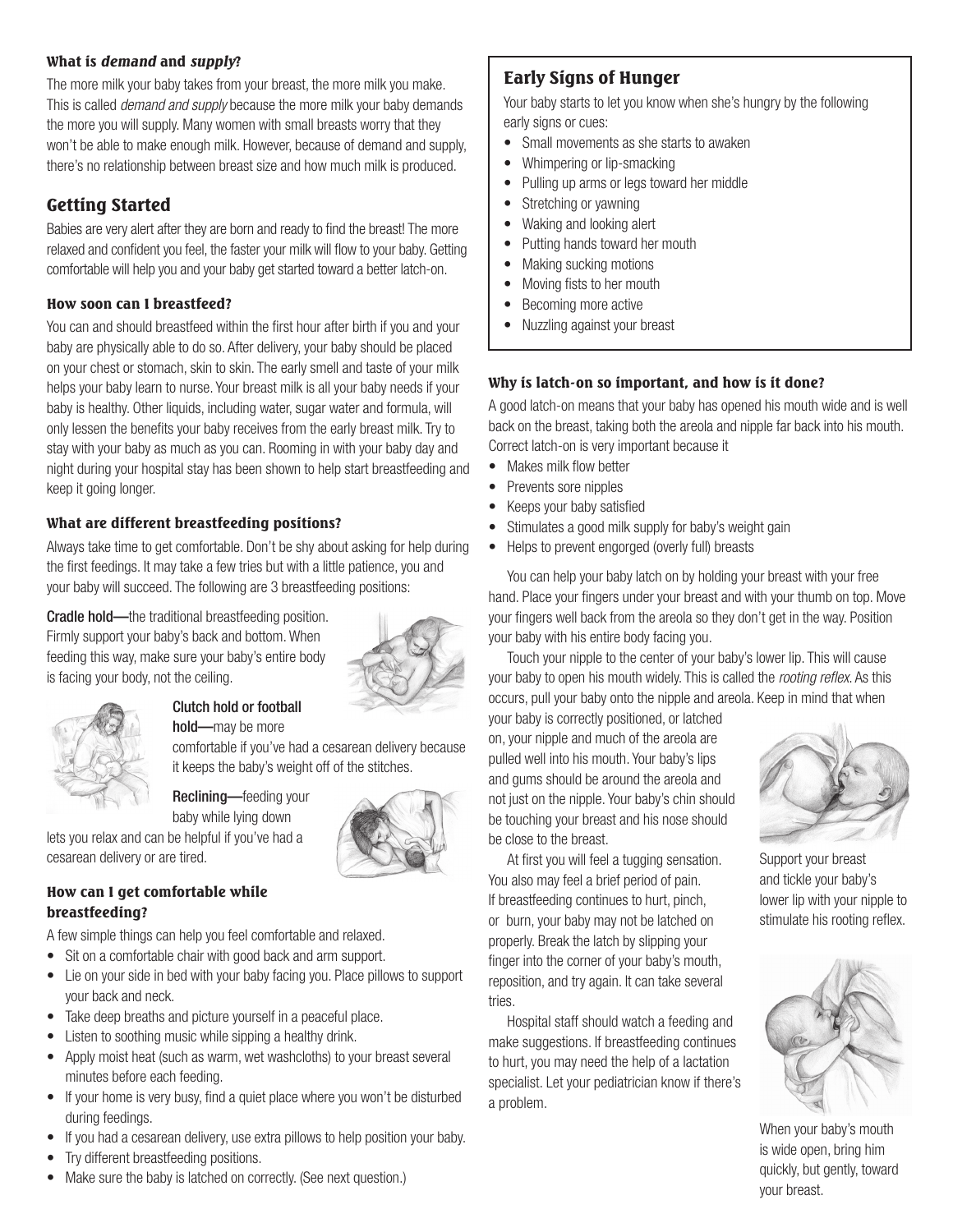### What is *demand* and *supply*?

The more milk your baby takes from your breast, the more milk you make. This is called *demand and supply* because the more milk your baby demands the more you will supply. Many women with small breasts worry that they won't be able to make enough milk. However, because of demand and supply, there's no relationship between breast size and how much milk is produced.

## Getting Started

Babies are very alert after they are born and ready to find the breast! The more relaxed and confident you feel, the faster your milk will flow to your baby. Getting comfortable will help you and your baby get started toward a better latch-on.

### How soon can I breastfeed?

You can and should breastfeed within the first hour after birth if you and your baby are physically able to do so. After delivery, your baby should be placed on your chest or stomach, skin to skin. The early smell and taste of your milk helps your baby learn to nurse. Your breast milk is all your baby needs if your baby is healthy. Other liquids, including water, sugar water and formula, will only lessen the benefits your baby receives from the early breast milk. Try to stay with your baby as much as you can. Rooming in with your baby day and night during your hospital stay has been shown to help start breastfeeding and keep it going longer.

### What are different breastfeeding positions?

Always take time to get comfortable. Don't be shy about asking for help during the first feedings. It may take a few tries but with a little patience, you and your baby will succeed. The following are 3 breastfeeding positions:

**Cradle hold—**the traditional breastfeeding position. Firmly support your baby's back and bottom. When feeding this way, make sure your baby's entire body is facing your body, not the ceiling.

**Clutch hold or football hold—**may be more comfortable if you've had a cesarean delivery because it keeps the baby's weight off of the stitches.

**Reclining—**feeding your baby while lying down lets you relax and can be helpful if you've had a cesarean delivery or are tired.

### How can I get comfortable while breastfeeding?

A few simple things can help you feel comfortable and relaxed.

- Sit on a comfortable chair with good back and arm support.
- Lie on your side in bed with your baby facing you. Place pillows to support your back and neck.
- Take deep breaths and picture yourself in a peaceful place.
- Listen to soothing music while sipping a healthy drink.
- Apply moist heat (such as warm, wet washcloths) to your breast several minutes before each feeding.
- If your home is very busy, find a quiet place where you won't be disturbed during feedings.
- If you had a cesarean delivery, use extra pillows to help position your baby.
- Try different breastfeeding positions.
- Make sure the baby is latched on correctly. (See next question.)

## Early Signs of Hunger

Your baby starts to let you know when she's hungry by the following early signs or cues:

- Small movements as she starts to awaken
- Whimpering or lip-smacking
- Pulling up arms or legs toward her middle
- Stretching or yawning
- Waking and looking alert
- Putting hands toward her mouth
- Making sucking motions
- Moving fists to her mouth
- Becoming more active
- Nuzzling against your breast

### Why is latch-on so important, and how is it done?

A good latch-on means that your baby has opened his mouth wide and is well back on the breast, taking both the areola and nipple far back into his mouth. Correct latch-on is very important because it

- Makes milk flow better
- Prevents sore nipples
- Keeps your baby satisfied
- Stimulates a good milk supply for baby's weight gain
- Helps to prevent engorged (overly full) breasts

You can help your baby latch on by holding your breast with your free hand. Place your fingers under your breast and with your thumb on top. Move your fingers well back from the areola so they don't get in the way. Position your baby with his entire body facing you.

Touch your nipple to the center of your baby's lower lip. This will cause your baby to open his mouth widely. This is called the *rooting reflex*. As this occurs, pull your baby onto the nipple and areola. Keep in mind that when your baby is correctly positioned, or latched on, your nipple and much of the areola are pulled well into his mouth. Your baby's lips and gums should be around the areola and not just on the nipple. Your baby's chin should be touching your breast and his nose should be close to the breast.

At first you will feel a tugging sensation. You also may feel a brief period of pain. If breastfeeding continues to hurt, pinch, or burn, your baby may not be latched on properly. Break the latch by slipping your finger into the corner of your baby's mouth, reposition, and try again. It can take several tries.

Hospital staff should watch a feeding and make suggestions. If breastfeeding continues to hurt, you may need the help of a lactation specialist. Let your pediatrician know if there's a problem.

Support your breast and tickle your baby's lower lip with your nipple to stimulate his rooting reflex.

When your baby's mouth is wide open, bring him quickly, but gently, toward your breast.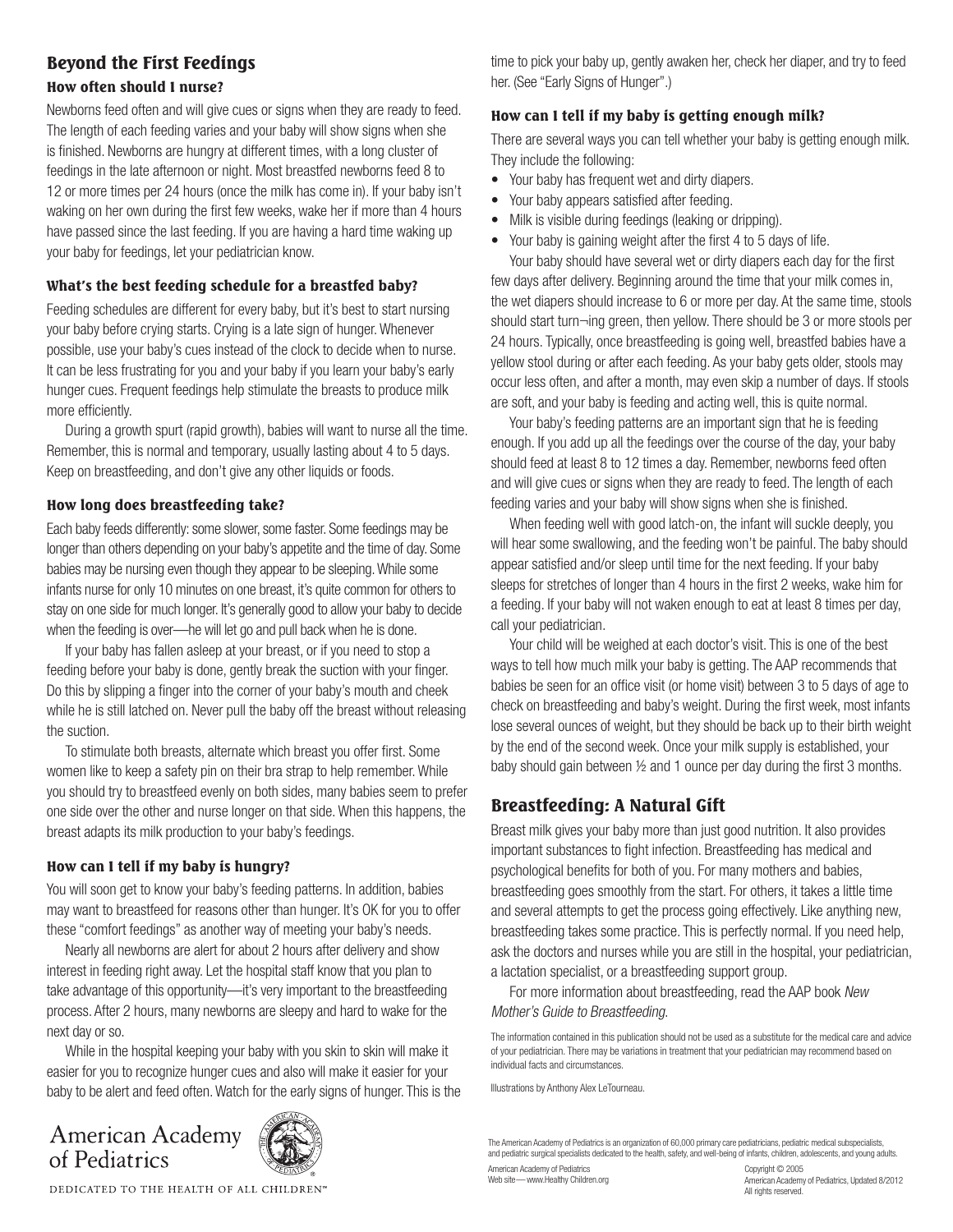## Beyond the First Feedings

### How often should I nurse?

Newborns feed often and will give cues or signs when they are ready to feed. The length of each feeding varies and your baby will show signs when she is finished. Newborns are hungry at different times, with a long cluster of feedings in the late afternoon or night. Most breastfed newborns feed 8 to 12 or more times per 24 hours (once the milk has come in). If your baby isn't waking on her own during the first few weeks, wake her if more than 4 hours have passed since the last feeding. If you are having a hard time waking up your baby for feedings, let your pediatrician know.

### What's the best feeding schedule for a breastfed baby?

Feeding schedules are different for every baby, but it's best to start nursing your baby before crying starts. Crying is a late sign of hunger. Whenever possible, use your baby's cues instead of the clock to decide when to nurse. It can be less frustrating for you and your baby if you learn your baby's early hunger cues. Frequent feedings help stimulate the breasts to produce milk more efficiently.

During a growth spurt (rapid growth), babies will want to nurse all the time. Remember, this is normal and temporary, usually lasting about 4 to 5 days. Keep on breastfeeding, and don't give any other liquids or foods.

### How long does breastfeeding take?

Each baby feeds differently: some slower, some faster. Some feedings may be longer than others depending on your baby's appetite and the time of day. Some babies may be nursing even though they appear to be sleeping. While some infants nurse for only 10 minutes on one breast, it's quite common for others to stay on one side for much longer. It's generally good to allow your baby to decide when the feeding is over—he will let go and pull back when he is done.

If your baby has fallen asleep at your breast, or if you need to stop a feeding before your baby is done, gently break the suction with your finger. Do this by slipping a finger into the corner of your baby's mouth and cheek while he is still latched on. Never pull the baby off the breast without releasing the suction.

To stimulate both breasts, alternate which breast you offer first. Some women like to keep a safety pin on their bra strap to help remember. While you should try to breastfeed evenly on both sides, many babies seem to prefer one side over the other and nurse longer on that side. When this happens, the breast adapts its milk production to your baby's feedings.

### How can I tell if my baby is hungry?

You will soon get to know your baby's feeding patterns. In addition, babies may want to breastfeed for reasons other than hunger. It's OK for you to offer these "comfort feedings" as another way of meeting your baby's needs.

Nearly all newborns are alert for about 2 hours after delivery and show interest in feeding right away. Let the hospital staff know that you plan to take advantage of this opportunity—it's very important to the breastfeeding process. After 2 hours, many newborns are sleepy and hard to wake for the next day or so.

While in the hospital keeping your baby with you skin to skin will make it easier for you to recognize hunger cues and also will make it easier for your baby to be alert and feed often. Watch for the early signs of hunger. This is the time to pick your baby up, gently awaken her, check her diaper, and try to feed her. (See "Early Signs of Hunger".)

### How can I tell if my baby is getting enough milk?

There are several ways you can tell whether your baby is getting enough milk. They include the following:

- Your baby has frequent wet and dirty diapers.
- Your baby appears satisfied after feeding.
- Milk is visible during feedings (leaking or dripping).
- Your baby is gaining weight after the first 4 to 5 days of life.

Your baby should have several wet or dirty diapers each day for the first few days after delivery. Beginning around the time that your milk comes in, the wet diapers should increase to 6 or more per day. At the same time, stools should start turn¬ing green, then yellow. There should be 3 or more stools per 24 hours. Typically, once breastfeeding is going well, breastfed babies have a yellow stool during or after each feeding. As your baby gets older, stools may occur less often, and after a month, may even skip a number of days. If stools are soft, and your baby is feeding and acting well, this is quite normal.

Your baby's feeding patterns are an important sign that he is feeding enough. If you add up all the feedings over the course of the day, your baby should feed at least 8 to 12 times a day. Remember, newborns feed often and will give cues or signs when they are ready to feed. The length of each feeding varies and your baby will show signs when she is finished.

When feeding well with good latch-on, the infant will suckle deeply, you will hear some swallowing, and the feeding won't be painful. The baby should appear satisfied and/or sleep until time for the next feeding. If your baby sleeps for stretches of longer than 4 hours in the first 2 weeks, wake him for a feeding. If your baby will not waken enough to eat at least 8 times per day, call your pediatrician.

Your child will be weighed at each doctor's visit. This is one of the best ways to tell how much milk your baby is getting. The AAP recommends that babies be seen for an office visit (or home visit) between 3 to 5 days of age to check on breastfeeding and baby's weight. During the first week, most infants lose several ounces of weight, but they should be back up to their birth weight by the end of the second week. Once your milk supply is established, your baby should gain between ½ and 1 ounce per day during the first 3 months.

## Breastfeeding: A Natural Gift

Breast milk gives your baby more than just good nutrition. It also provides important substances to fight infection. Breastfeeding has medical and psychological benefits for both of you. For many mothers and babies, breastfeeding goes smoothly from the start. For others, it takes a little time and several attempts to get the process going effectively. Like anything new, breastfeeding takes some practice. This is perfectly normal. If you need help, ask the doctors and nurses while you are still in the hospital, your pediatrician, a lactation specialist, or a breastfeeding support group.

For more information about breastfeeding, read the AAP book *New Mother's Guide to Breastfeeding.*

The information contained in this publication should not be used as a substitute for the medical care and advice of your pediatrician. There may be variations in treatment that your pediatrician may recommend based on individual facts and circumstances.

Illustrations by Anthony Alex LeTourneau.

American Academy of Pediatrics

DEDICATED TO THE HEALTH OF ALL CHILDREN™

The American Academy of Pediatrics is an organization of 60,000 primary care pediatricians, pediatric medical subspecialists, and pediatric surgical specialists dedicated to the health, safety, and well-being of infants, children, adolescents, and young adults.

American Academy of Pediatrics
Web site— www.Healthy Children.org

Copyright © 2005
American Academy of Pediatrics, Updated 8/2012
All rights reserved.